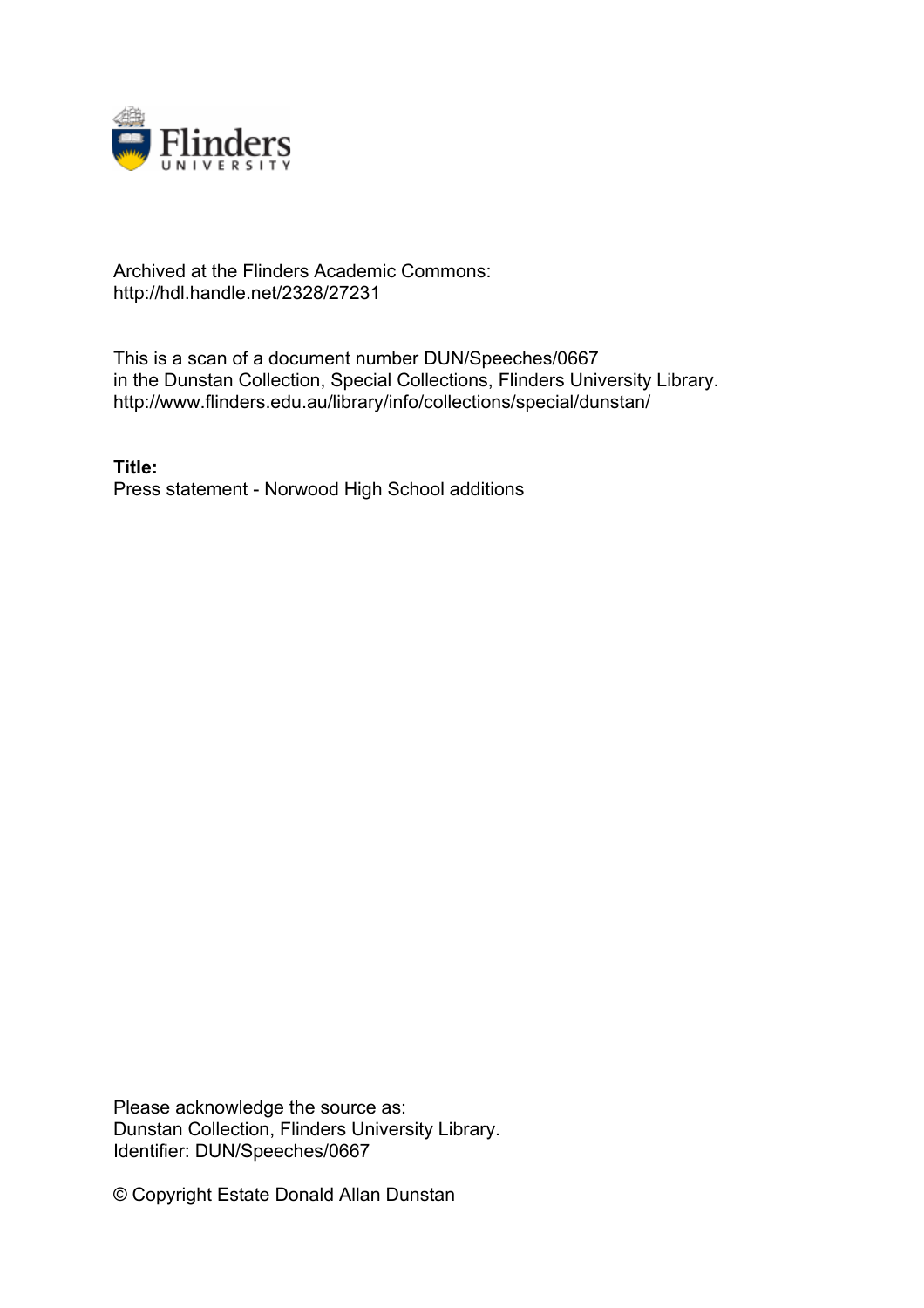Archived at the Flinders Academic Commons:
http://hdl.handle.net/2328/27231

This is a scan of a document number DUN/Speeches/0667
in the Dunstan Collection, Special Collections, Flinders University Library.
http://www.flinders.edu.au/library/info/collections/special/dunstan/

**Title:**
Press statement - Norwood High School additions

Please acknowledge the source as:
Dunstan Collection, Flinders University Library.
Identifier: DUN/Speeches/0667

© Copyright Estate Donald Allan Dunstan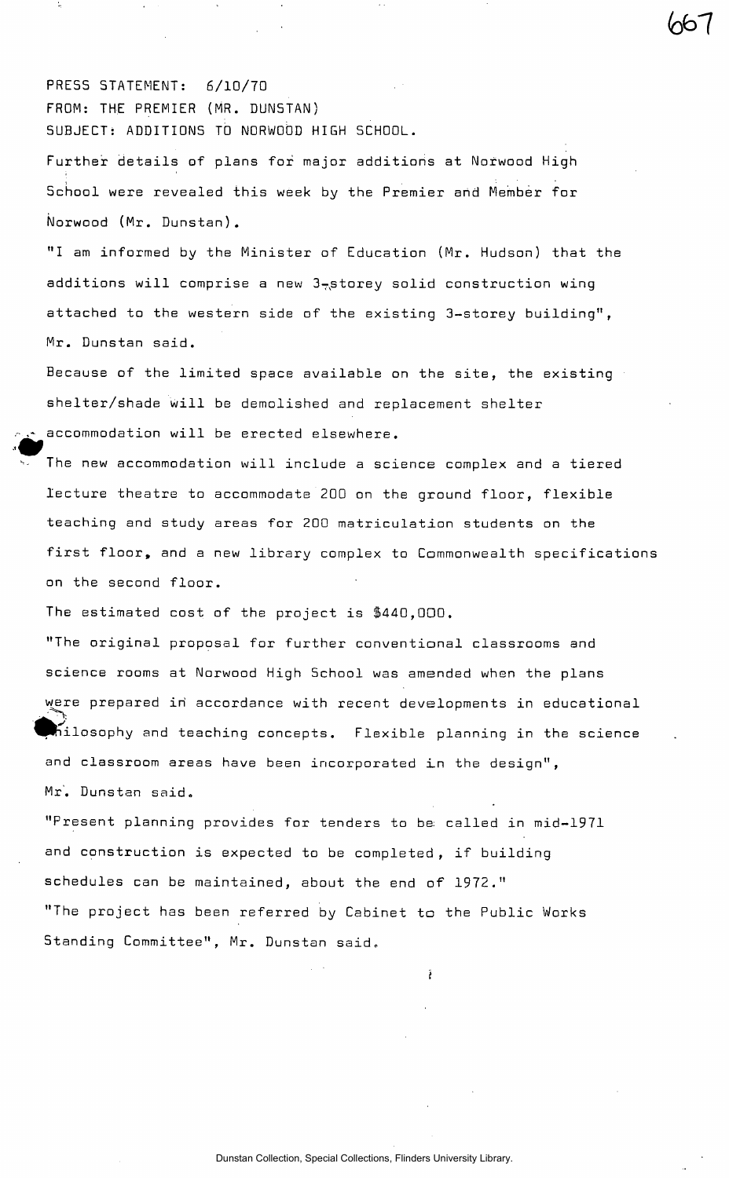PRESS STATEMENT: 6/10/70
FROM: THE PREMIER (MR. DUNSTAN)
SUBJECT: ADDITIONS TO NORWOOD HIGH SCHOOL.

Further details of plans for major additions at Norwood High School were revealed this week by the Premier and Member for Norwood (Mr. Dunstan).

"I am informed by the Minister of Education (Mr. Hudson) that the additions will comprise a new 3-storey solid construction wing attached to the western side of the existing 3-storey building", Mr. Dunstan said.

Because of the limited space available on the site, the existing shelter/shade will be demolished and replacement shelter accommodation will be erected elsewhere.

The new accommodation will include a science complex and a tiered lecture theatre to accommodate 200 on the ground floor, flexible teaching and study areas for 200 matriculation students on the first floor, and a new library complex to Commonwealth specifications on the second floor.

The estimated cost of the project is $440,000.

"The original proposal for further conventional classrooms and science rooms at Norwood High School was amended when the plans were prepared in accordance with recent developments in educational philosophy and teaching concepts. Flexible planning in the science and classroom areas have been incorporated in the design", Mr. Dunstan said.

"Present planning provides for tenders to be called in mid-1971 and construction is expected to be completed, if building schedules can be maintained, about the end of 1972."

"The project has been referred by Cabinet to the Public Works Standing Committee", Mr. Dunstan said.